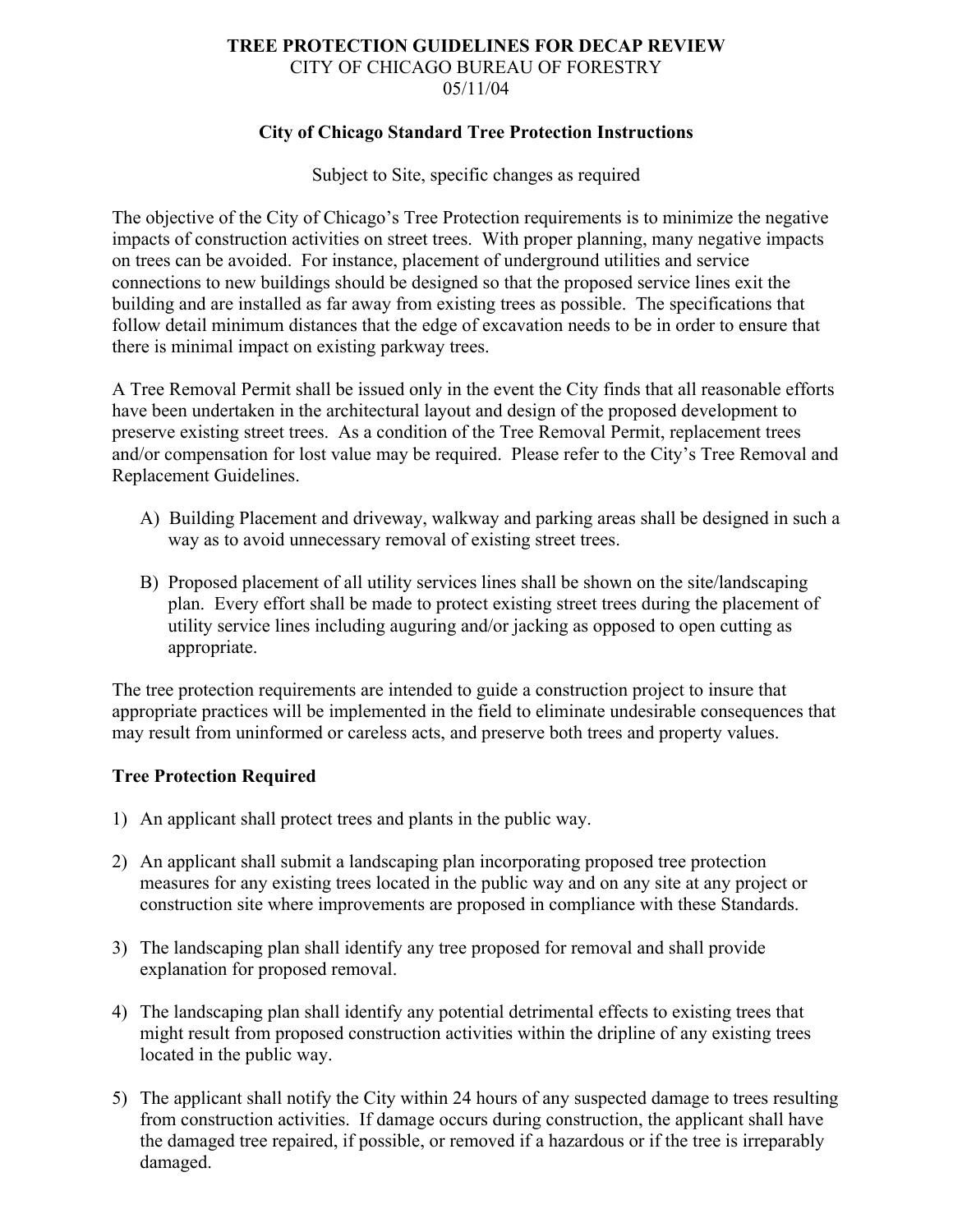# TREE PROTECTION GUIDELINES FOR DECAP REVIEW

CITY OF CHICAGO BUREAU OF FORESTRY

05/11/04

## City of Chicago Standard Tree Protection Instructions

Subject to Site, specific changes as required

The objective of the City of Chicago's Tree Protection requirements is to minimize the negative impacts of construction activities on street trees. With proper planning, many negative impacts on trees can be avoided. For instance, placement of underground utilities and service connections to new buildings should be designed so that the proposed service lines exit the building and are installed as far away from existing trees as possible. The specifications that follow detail minimum distances that the edge of excavation needs to be in order to ensure that there is minimal impact on existing parkway trees.

A Tree Removal Permit shall be issued only in the event the City finds that all reasonable efforts have been undertaken in the architectural layout and design of the proposed development to preserve existing street trees. As a condition of the Tree Removal Permit, replacement trees and/or compensation for lost value may be required. Please refer to the City's Tree Removal and Replacement Guidelines.

A) Building Placement and driveway, walkway and parking areas shall be designed in such a way as to avoid unnecessary removal of existing street trees.

B) Proposed placement of all utility services lines shall be shown on the site/landscaping plan. Every effort shall be made to protect existing street trees during the placement of utility service lines including auguring and/or jacking as opposed to open cutting as appropriate.

The tree protection requirements are intended to guide a construction project to insure that appropriate practices will be implemented in the field to eliminate undesirable consequences that may result from uninformed or careless acts, and preserve both trees and property values.

### Tree Protection Required

1) An applicant shall protect trees and plants in the public way.

2) An applicant shall submit a landscaping plan incorporating proposed tree protection measures for any existing trees located in the public way and on any site at any project or construction site where improvements are proposed in compliance with these Standards.

3) The landscaping plan shall identify any tree proposed for removal and shall provide explanation for proposed removal.

4) The landscaping plan shall identify any potential detrimental effects to existing trees that might result from proposed construction activities within the dripline of any existing trees located in the public way.

5) The applicant shall notify the City within 24 hours of any suspected damage to trees resulting from construction activities. If damage occurs during construction, the applicant shall have the damaged tree repaired, if possible, or removed if a hazardous or if the tree is irreparably damaged.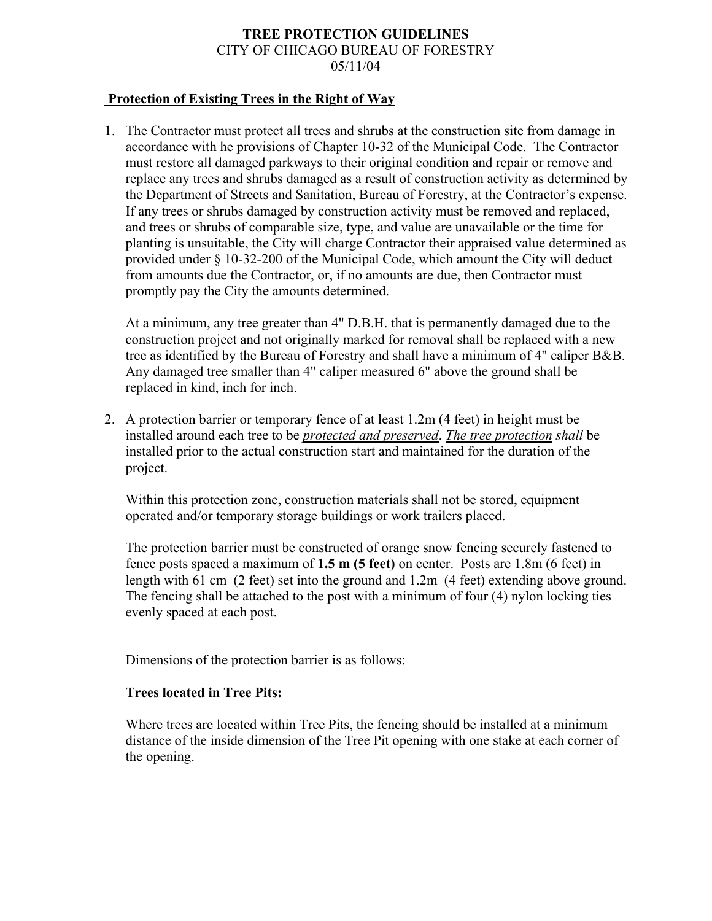**TREE PROTECTION GUIDELINES**
CITY OF CHICAGO BUREAU OF FORESTRY
05/11/04

**Protection of Existing Trees in the Right of Way**

1. The Contractor must protect all trees and shrubs at the construction site from damage in accordance with he provisions of Chapter 10-32 of the Municipal Code. The Contractor must restore all damaged parkways to their original condition and repair or remove and replace any trees and shrubs damaged as a result of construction activity as determined by the Department of Streets and Sanitation, Bureau of Forestry, at the Contractor's expense. If any trees or shrubs damaged by construction activity must be removed and replaced, and trees or shrubs of comparable size, type, and value are unavailable or the time for planting is unsuitable, the City will charge Contractor their appraised value determined as provided under § 10-32-200 of the Municipal Code, which amount the City will deduct from amounts due the Contractor, or, if no amounts are due, then Contractor must promptly pay the City the amounts determined.

   At a minimum, any tree greater than 4" D.B.H. that is permanently damaged due to the construction project and not originally marked for removal shall be replaced with a new tree as identified by the Bureau of Forestry and shall have a minimum of 4" caliper B&B. Any damaged tree smaller than 4" caliper measured 6" above the ground shall be replaced in kind, inch for inch.

2. A protection barrier or temporary fence of at least 1.2m (4 feet) in height must be installed around each tree to be ***protected and preserved***. ***The tree protection*** *shall* be installed prior to the actual construction start and maintained for the duration of the project.

   Within this protection zone, construction materials shall not be stored, equipment operated and/or temporary storage buildings or work trailers placed.

   The protection barrier must be constructed of orange snow fencing securely fastened to fence posts spaced a maximum of **1.5 m (5 feet)** on center. Posts are 1.8m (6 feet) in length with 61 cm (2 feet) set into the ground and 1.2m (4 feet) extending above ground. The fencing shall be attached to the post with a minimum of four (4) nylon locking ties evenly spaced at each post.

   Dimensions of the protection barrier is as follows:

   **Trees located in Tree Pits:**

   Where trees are located within Tree Pits, the fencing should be installed at a minimum distance of the inside dimension of the Tree Pit opening with one stake at each corner of the opening.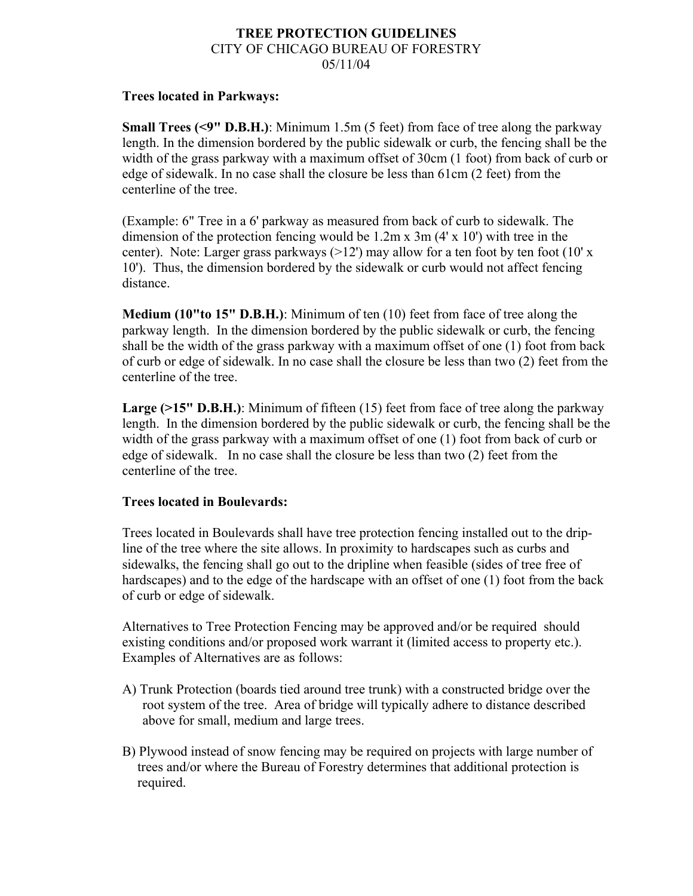# TREE PROTECTION GUIDELINES

CITY OF CHICAGO BUREAU OF FORESTRY

05/11/04

**Trees located in Parkways:**

**Small Trees (<9" D.B.H.)**: Minimum 1.5m (5 feet) from face of tree along the parkway length. In the dimension bordered by the public sidewalk or curb, the fencing shall be the width of the grass parkway with a maximum offset of 30cm (1 foot) from back of curb or edge of sidewalk. In no case shall the closure be less than 61cm (2 feet) from the centerline of the tree.

(Example: 6" Tree in a 6' parkway as measured from back of curb to sidewalk. The dimension of the protection fencing would be 1.2m x 3m (4' x 10') with tree in the center). Note: Larger grass parkways (>12') may allow for a ten foot by ten foot (10' x 10'). Thus, the dimension bordered by the sidewalk or curb would not affect fencing distance.

**Medium (10"to 15" D.B.H.)**: Minimum of ten (10) feet from face of tree along the parkway length. In the dimension bordered by the public sidewalk or curb, the fencing shall be the width of the grass parkway with a maximum offset of one (1) foot from back of curb or edge of sidewalk. In no case shall the closure be less than two (2) feet from the centerline of the tree.

**Large (>15" D.B.H.)**: Minimum of fifteen (15) feet from face of tree along the parkway length. In the dimension bordered by the public sidewalk or curb, the fencing shall be the width of the grass parkway with a maximum offset of one (1) foot from back of curb or edge of sidewalk. In no case shall the closure be less than two (2) feet from the centerline of the tree.

**Trees located in Boulevards:**

Trees located in Boulevards shall have tree protection fencing installed out to the drip-line of the tree where the site allows. In proximity to hardscapes such as curbs and sidewalks, the fencing shall go out to the dripline when feasible (sides of tree free of hardscapes) and to the edge of the hardscape with an offset of one (1) foot from the back of curb or edge of sidewalk.

Alternatives to Tree Protection Fencing may be approved and/or be required should existing conditions and/or proposed work warrant it (limited access to property etc.). Examples of Alternatives are as follows:

A) Trunk Protection (boards tied around tree trunk) with a constructed bridge over the root system of the tree. Area of bridge will typically adhere to distance described above for small, medium and large trees.

B) Plywood instead of snow fencing may be required on projects with large number of trees and/or where the Bureau of Forestry determines that additional protection is required.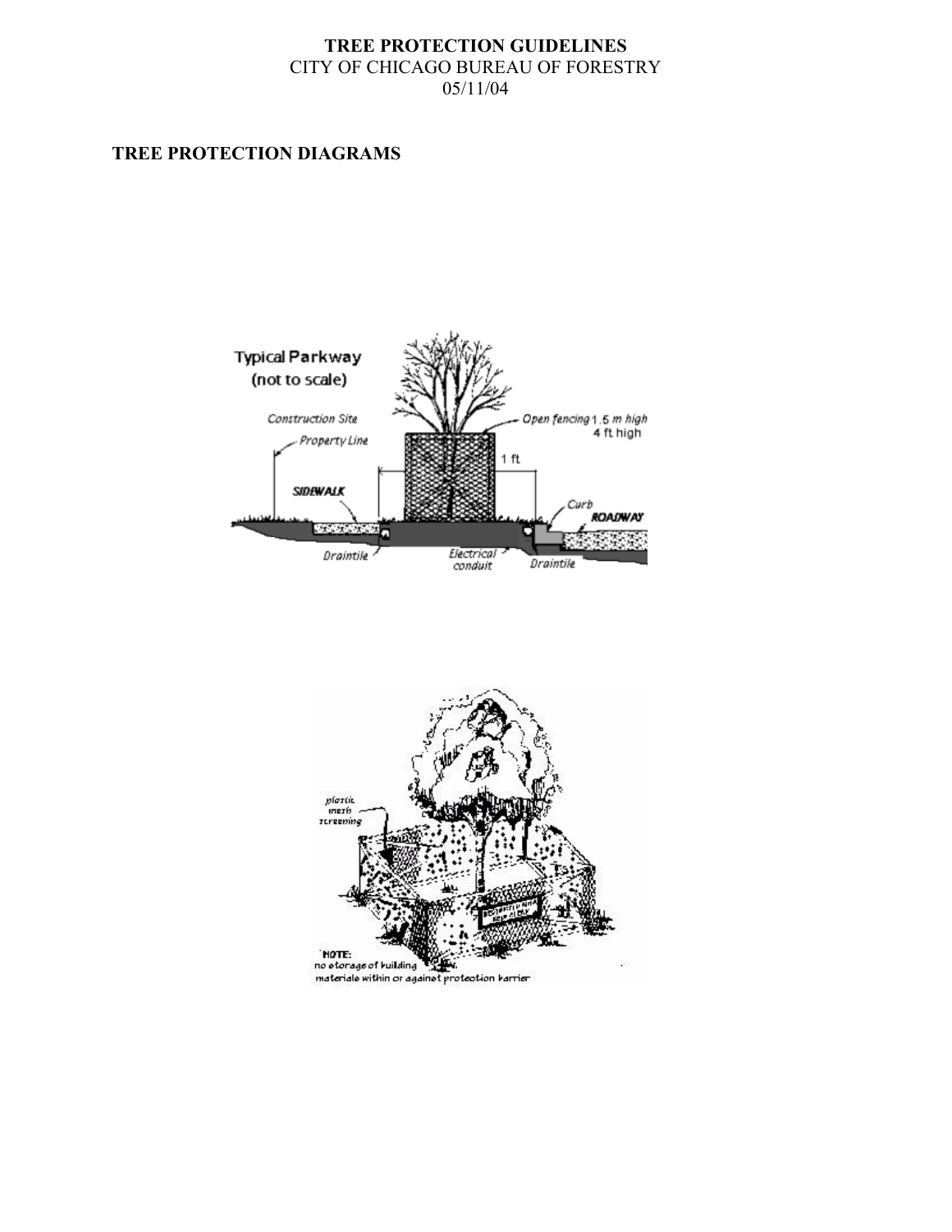**TREE PROTECTION GUIDELINES**
CITY OF CHICAGO BUREAU OF FORESTRY
05/11/04

## TREE PROTECTION DIAGRAMS

Typical Parkway
(not to scale)

Construction Site

Property Line

Open fencing 1.5 m high
4 ft high

1 ft

SIDEWALK

Curb

ROADWAY

Draintile

Electrical conduit

Draintile

plastic mesh screening

NOTE:
no storage of building materials within or against protection barrier